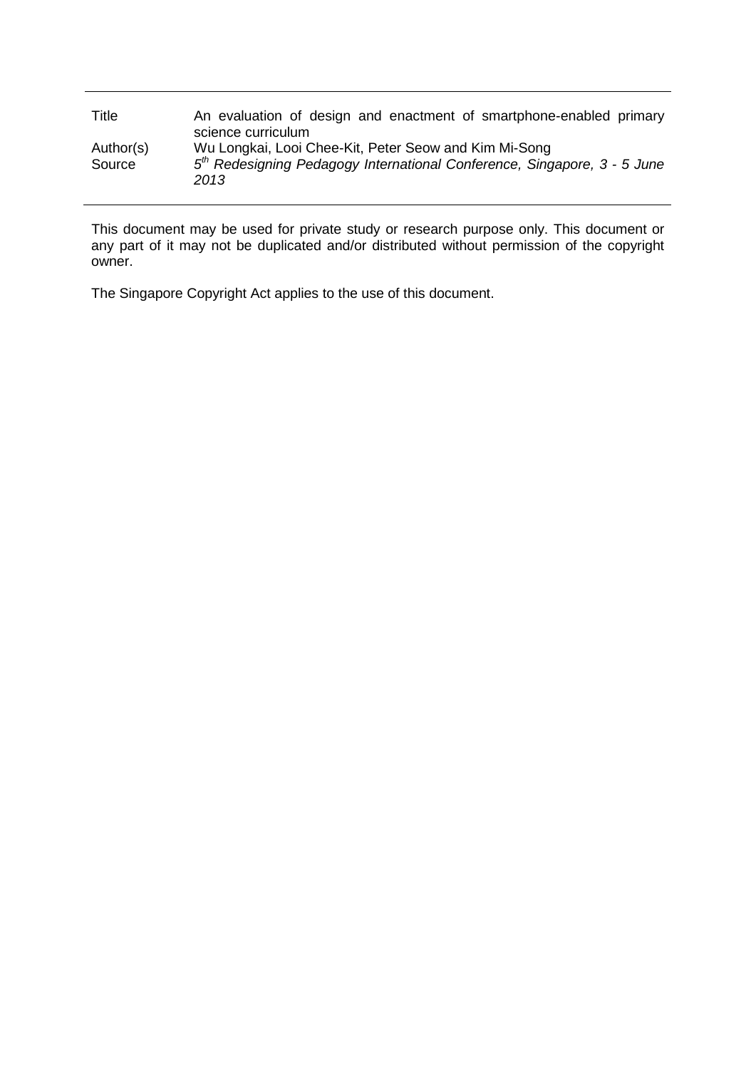| | |
|---|---|
| Title | An evaluation of design and enactment of smartphone-enabled primary science curriculum |
| Author(s) | Wu Longkai, Looi Chee-Kit, Peter Seow and Kim Mi-Song |
| Source | *5$^{th}$ Redesigning Pedagogy International Conference, Singapore, 3 - 5 June 2013* |

This document may be used for private study or research purpose only. This document or any part of it may not be duplicated and/or distributed without permission of the copyright owner.

The Singapore Copyright Act applies to the use of this document.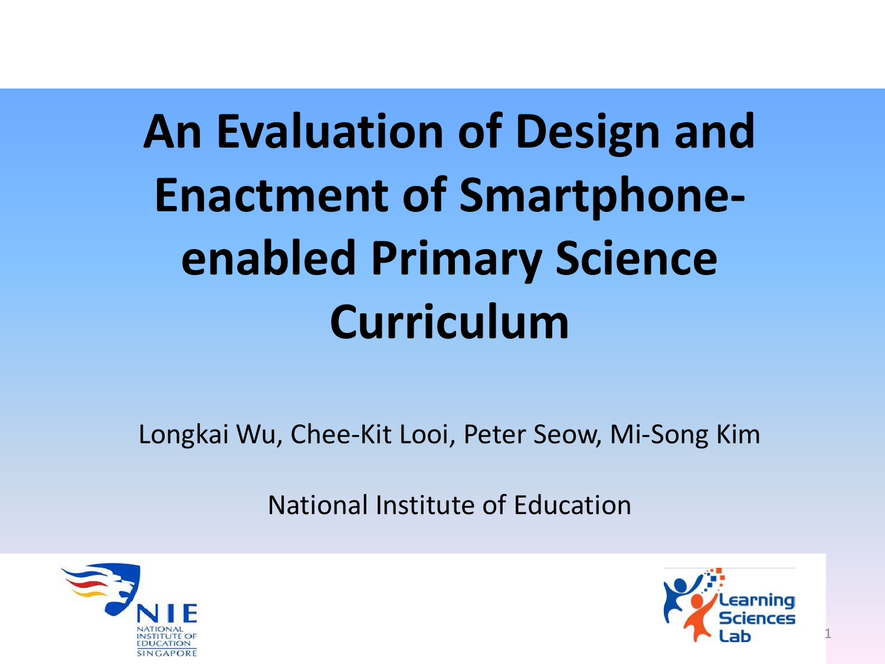# An Evaluation of Design and Enactment of Smartphone-enabled Primary Science Curriculum

Longkai Wu, Chee-Kit Looi, Peter Seow, Mi-Song Kim

National Institute of Education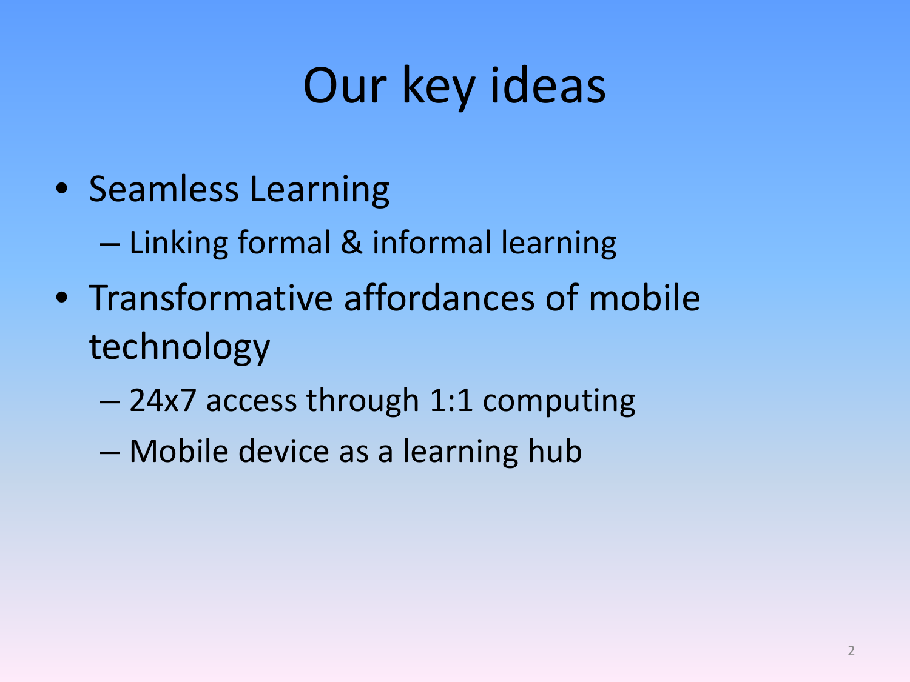# Our key ideas

- Seamless Learning
  - Linking formal & informal learning
- Transformative affordances of mobile technology
  - 24x7 access through 1:1 computing
  - Mobile device as a learning hub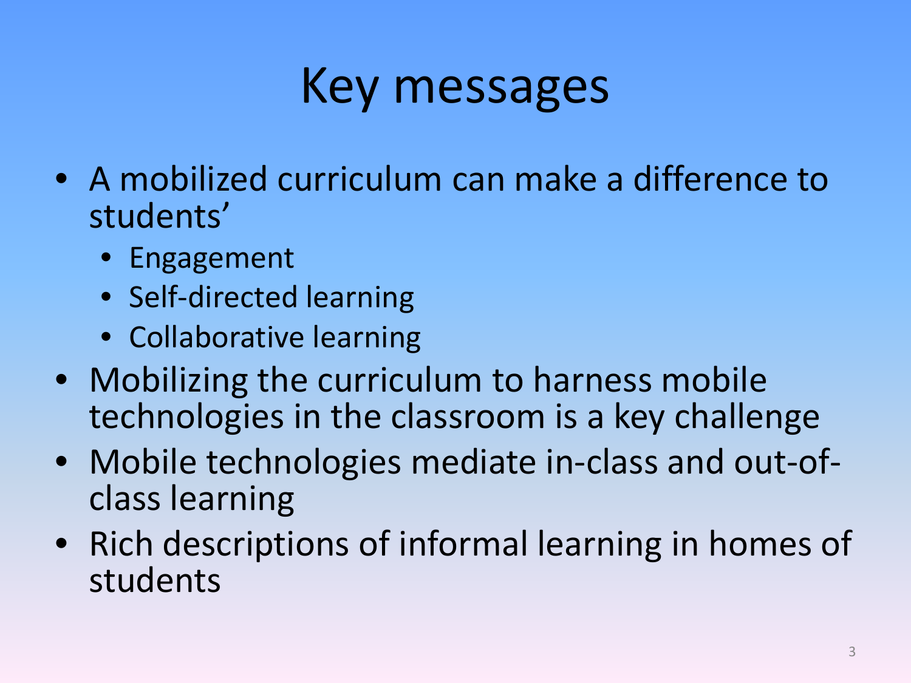# Key messages

- A mobilized curriculum can make a difference to students'
  - Engagement
  - Self-directed learning
  - Collaborative learning
- Mobilizing the curriculum to harness mobile technologies in the classroom is a key challenge
- Mobile technologies mediate in-class and out-of-class learning
- Rich descriptions of informal learning in homes of students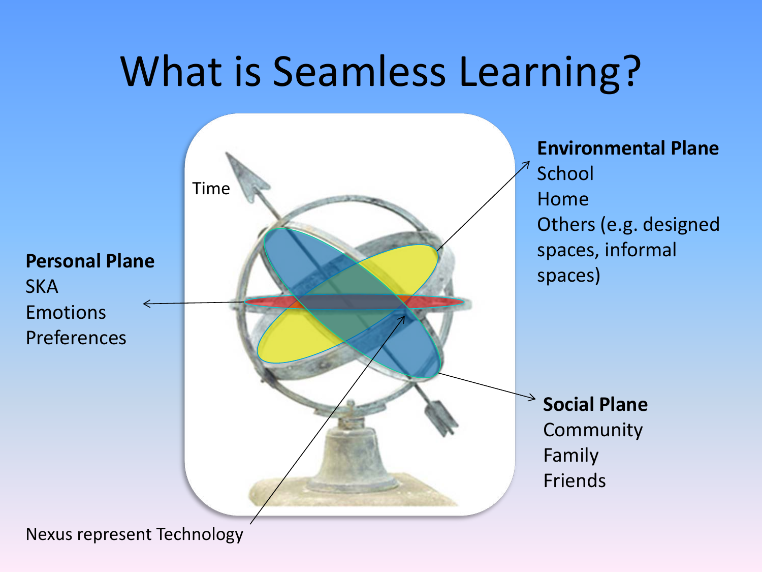# What is Seamless Learning?

Time

**Personal Plane**
SKA
Emotions
Preferences

**Environmental Plane**
School
Home
Others (e.g. designed spaces, informal spaces)

**Social Plane**
Community
Family
Friends

Nexus represent Technology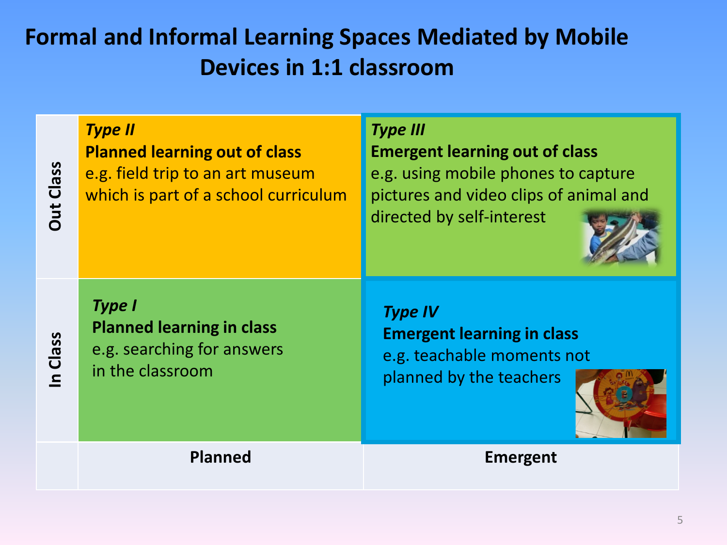# Formal and Informal Learning Spaces Mediated by Mobile Devices in 1:1 classroom

| | Planned | Emergent |
| --- | --- | --- |
| **Out Class** | ***Type II***<br>**Planned learning out of class**<br>e.g. field trip to an art museum which is part of a school curriculum | ***Type III***<br>**Emergent learning out of class**<br>e.g. using mobile phones to capture pictures and video clips of animal and directed by self-interest |
| **In Class** | ***Type I***<br>**Planned learning in class**<br>e.g. searching for answers in the classroom | ***Type IV***<br>**Emergent learning in class**<br>e.g. teachable moments not planned by the teachers |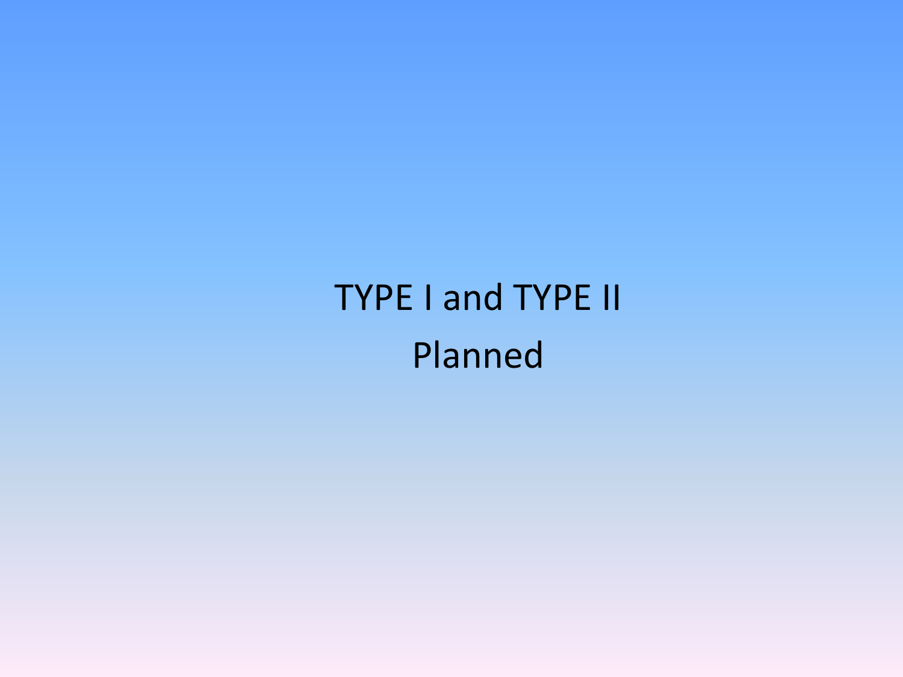TYPE I and TYPE II

Planned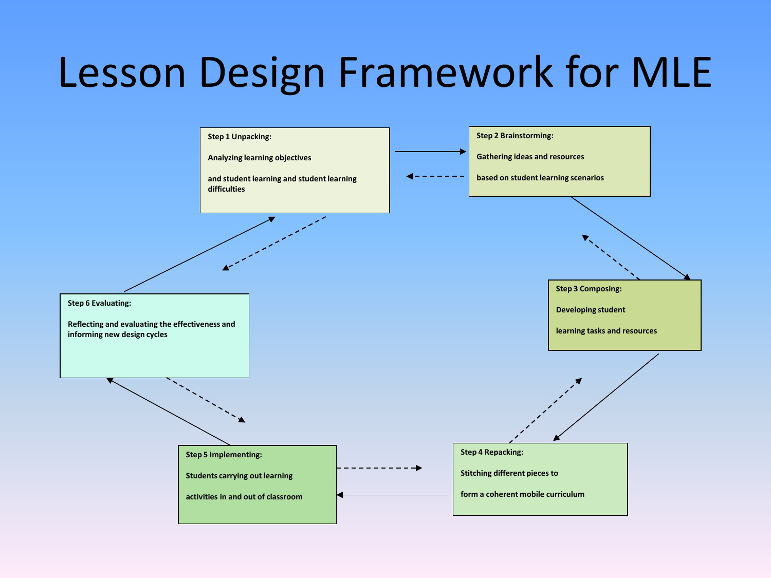# Lesson Design Framework for MLE

**Step 1 Unpacking:**

**Analyzing learning objectives**

**and student learning and student learning difficulties**

**Step 2 Brainstorming:**

**Gathering ideas and resources**

**based on student learning scenarios**

**Step 3 Composing:**

**Developing student**

**learning tasks and resources**

**Step 4 Repacking:**

**Stitching different pieces to**

**form a coherent mobile curriculum**

**Step 5 Implementing:**

**Students carrying out learning**

**activities in and out of classroom**

**Step 6 Evaluating:**

**Reflecting and evaluating the effectiveness and informing new design cycles**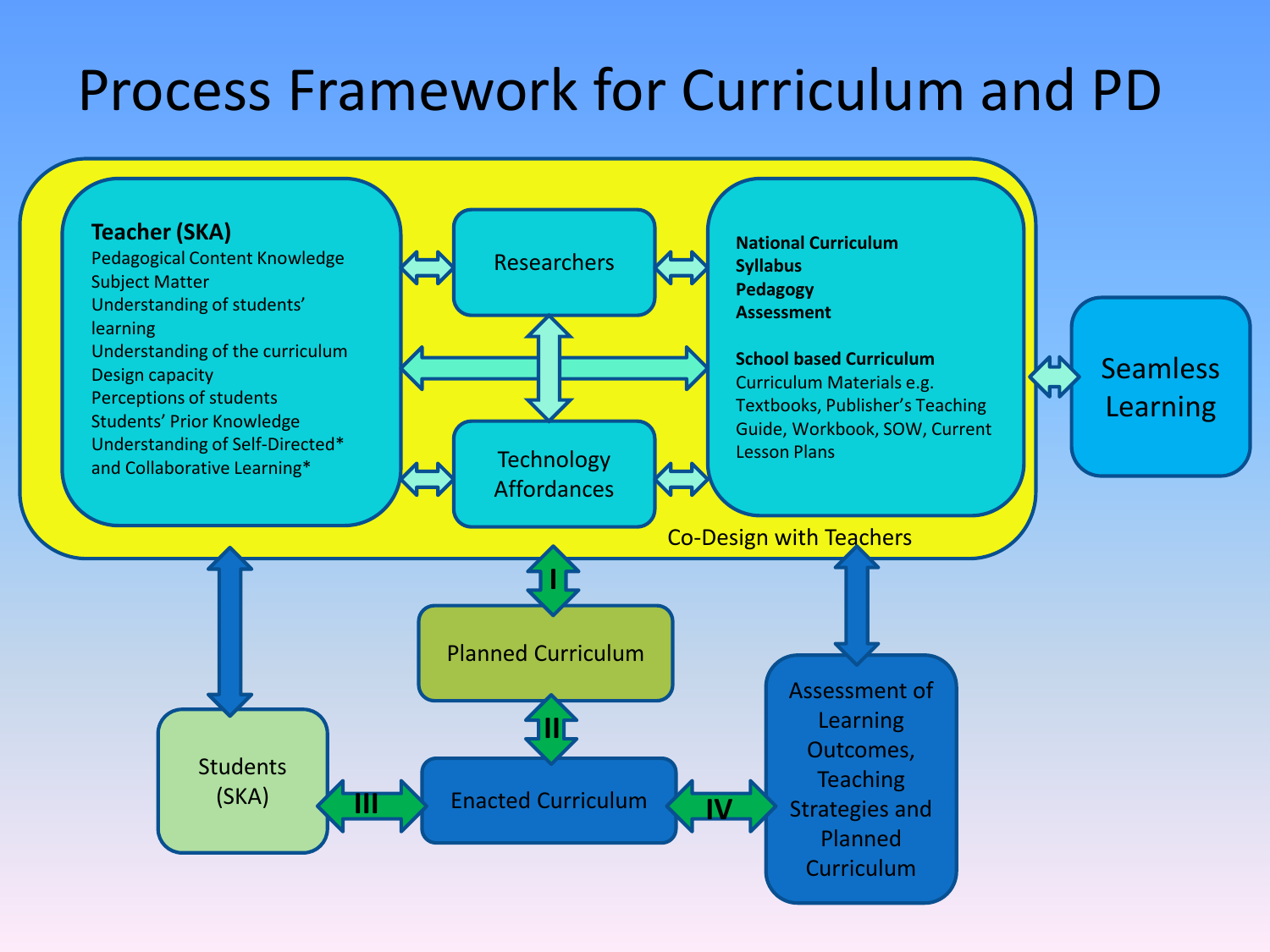# Process Framework for Curriculum and PD

**Teacher (SKA)**
Pedagogical Content Knowledge
Subject Matter
Understanding of students' learning
Understanding of the curriculum
Design capacity
Perceptions of students
Students' Prior Knowledge
Understanding of Self-Directed* and Collaborative Learning*

Researchers

Technology Affordances

**National Curriculum**
**Syllabus**
**Pedagogy**
**Assessment**

**School based Curriculum**
Curriculum Materials e.g. Textbooks, Publisher's Teaching Guide, Workbook, SOW, Current Lesson Plans

Co-Design with Teachers

Seamless Learning

I

Planned Curriculum

II

Students (SKA)

III

Enacted Curriculum

IV

Assessment of Learning Outcomes, Teaching Strategies and Planned Curriculum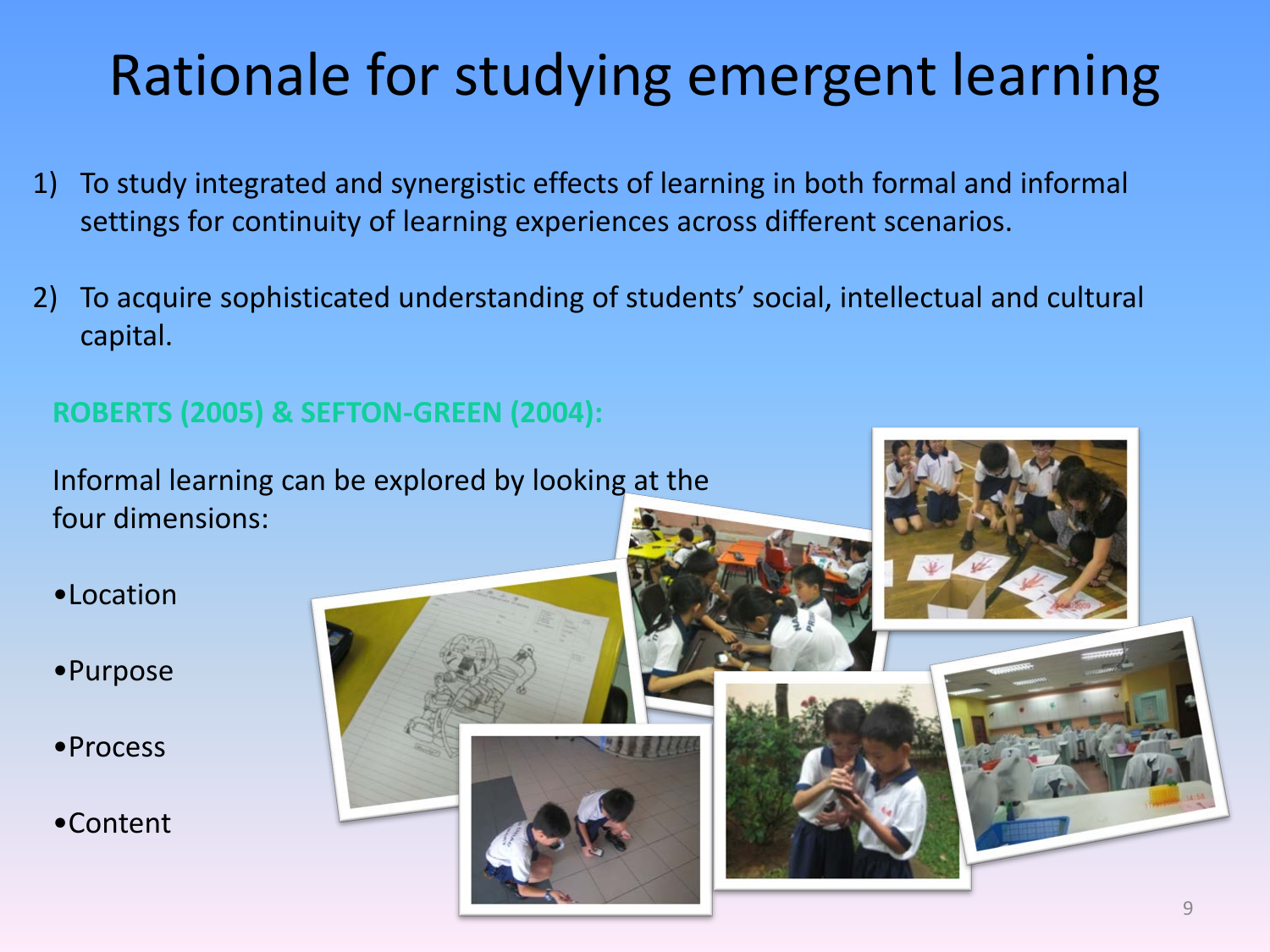# Rationale for studying emergent learning

1) To study integrated and synergistic effects of learning in both formal and informal settings for continuity of learning experiences across different scenarios.

2) To acquire sophisticated understanding of students' social, intellectual and cultural capital.

**ROBERTS (2005) & SEFTON-GREEN (2004):**

Informal learning can be explored by looking at the four dimensions:

- Location
- Purpose
- Process
- Content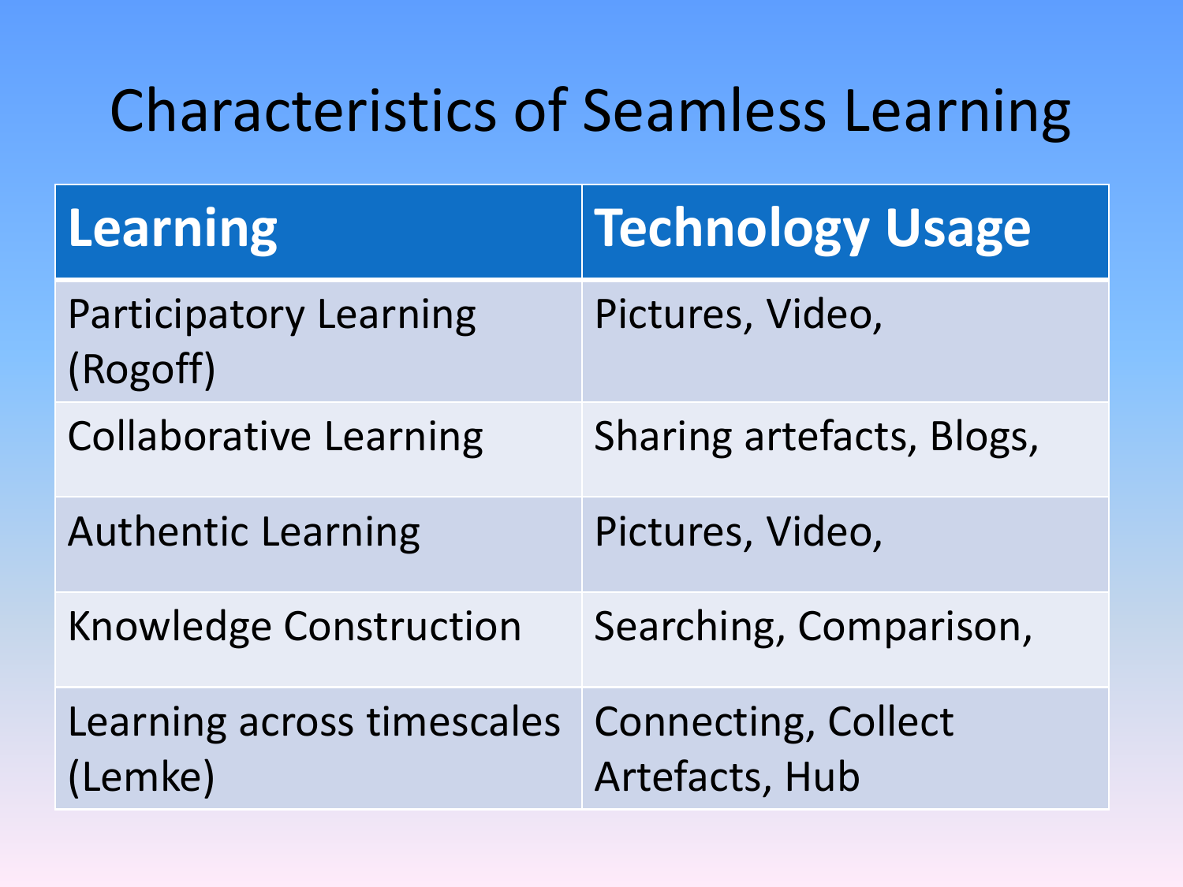# Characteristics of Seamless Learning

| Learning | Technology Usage |
|---|---|
| Participatory Learning (Rogoff) | Pictures, Video, |
| Collaborative Learning | Sharing artefacts, Blogs, |
| Authentic Learning | Pictures, Video, |
| Knowledge Construction | Searching, Comparison, |
| Learning across timescales (Lemke) | Connecting, Collect Artefacts, Hub |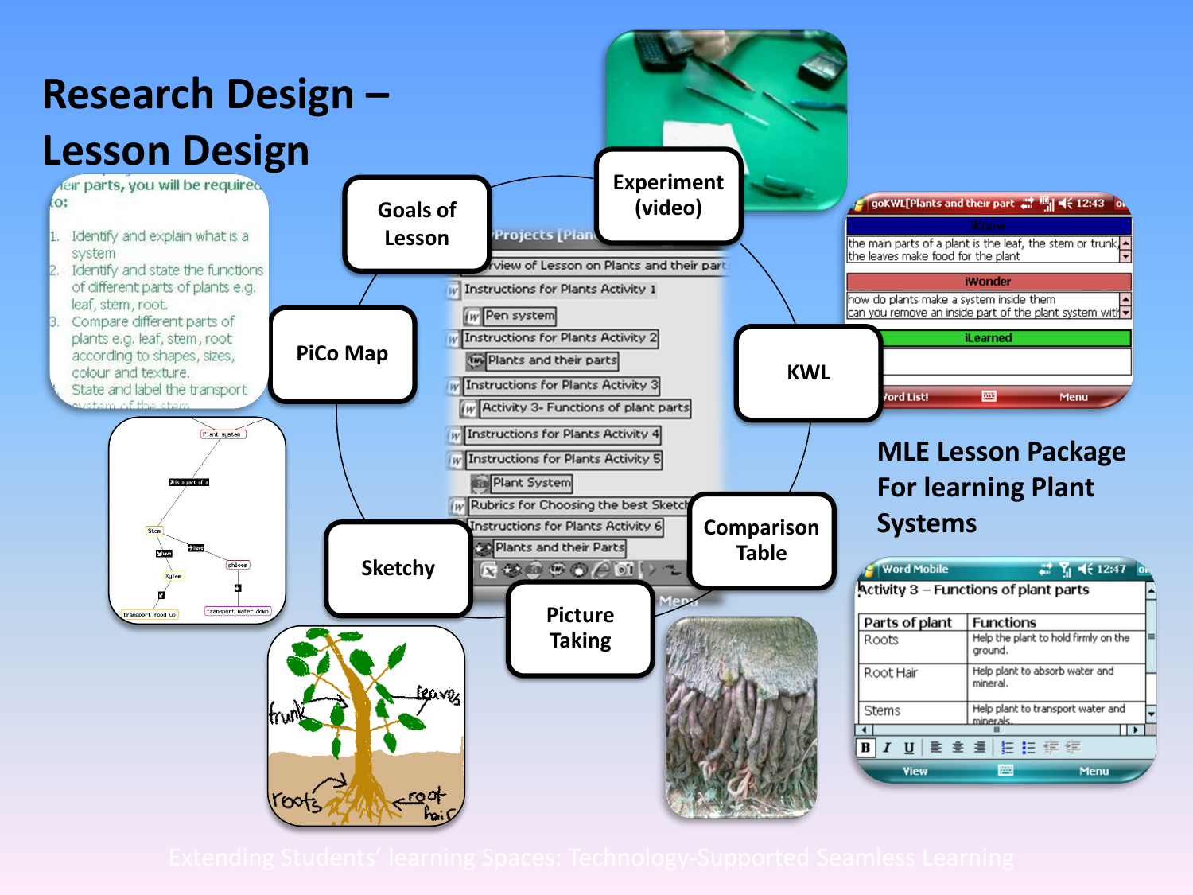# Research Design – Lesson Design

Goals of Lesson

Experiment (video)

PiCo Map

KWL

Sketchy

Picture Taking

Comparison Table

## MLE Lesson Package For learning Plant Systems

Extending Students' learning Spaces: Technology-Supported Seamless Learning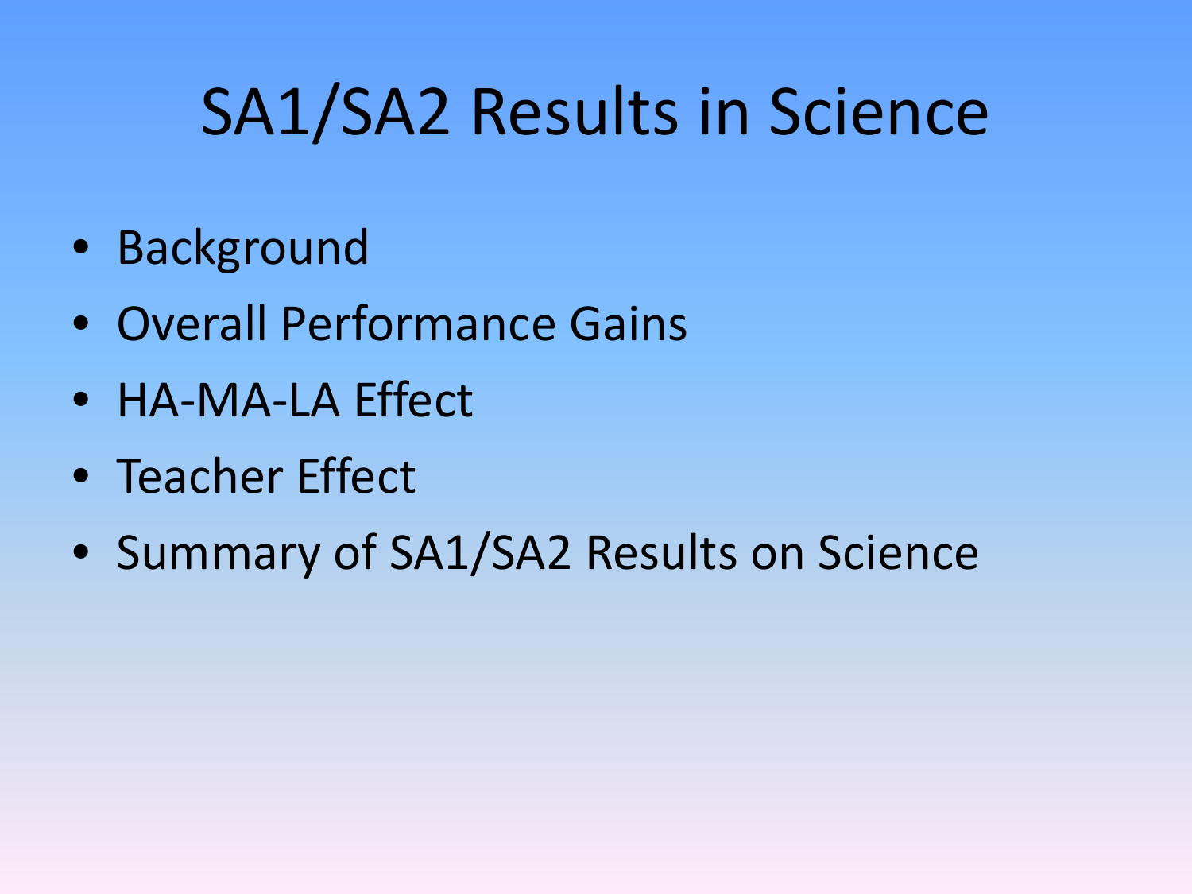# SA1/SA2 Results in Science

- Background
- Overall Performance Gains
- HA-MA-LA Effect
- Teacher Effect
- Summary of SA1/SA2 Results on Science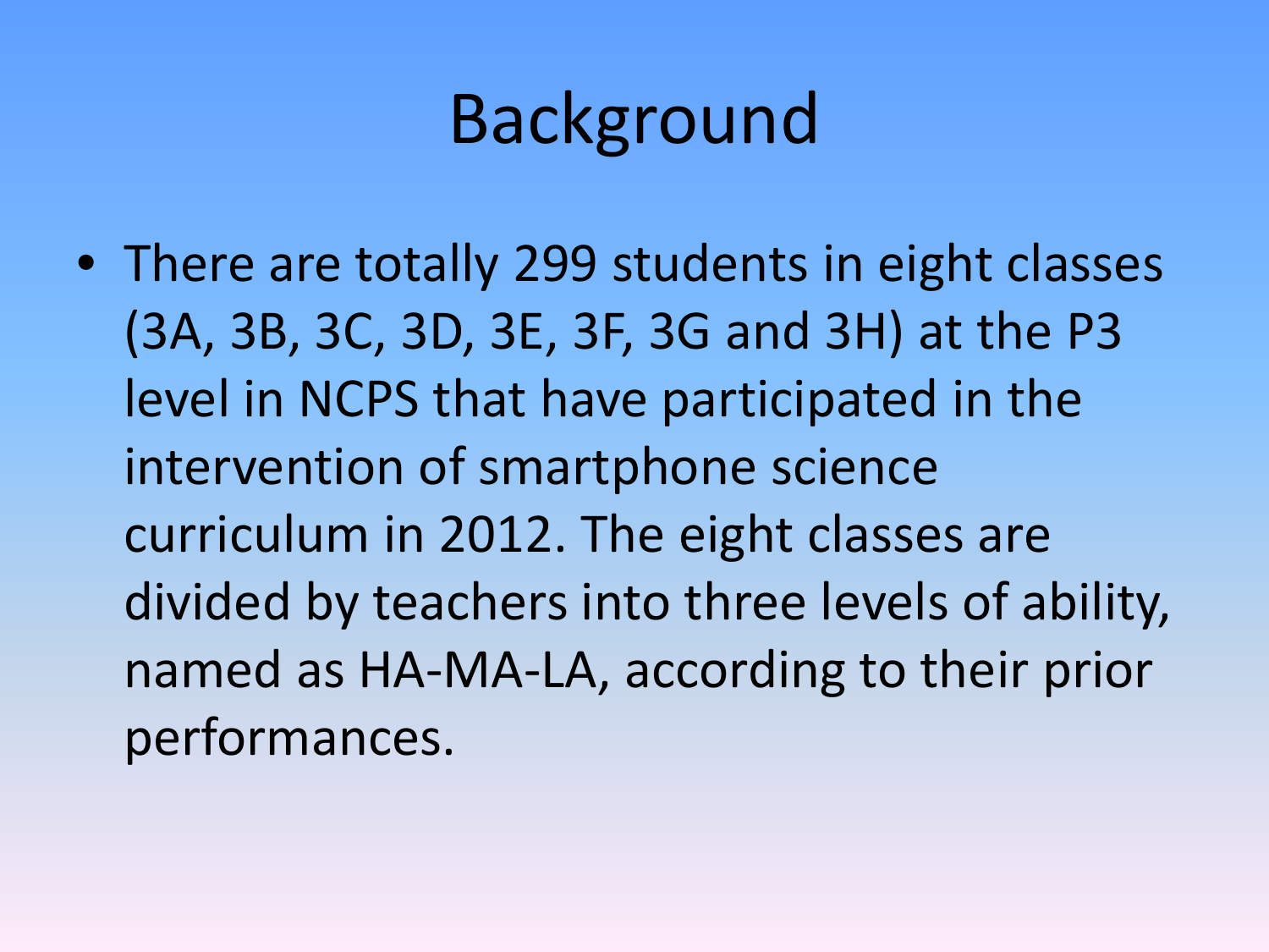# Background

- There are totally 299 students in eight classes (3A, 3B, 3C, 3D, 3E, 3F, 3G and 3H) at the P3 level in NCPS that have participated in the intervention of smartphone science curriculum in 2012. The eight classes are divided by teachers into three levels of ability, named as HA-MA-LA, according to their prior performances.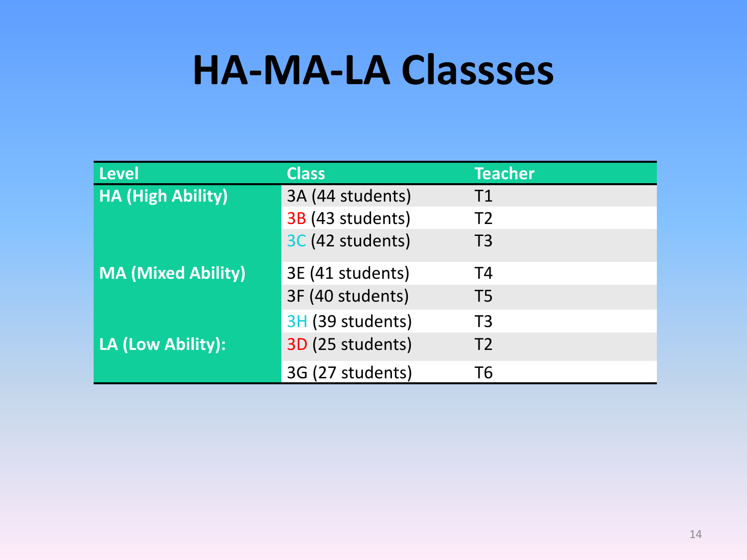# HA-MA-LA Classses

| Level | Class | Teacher |
|---|---|---|
| HA (High Ability) | 3A (44 students) | T1 |
| | 3B (43 students) | T2 |
| | 3C (42 students) | T3 |
| MA (Mixed Ability) | 3E (41 students) | T4 |
| | 3F (40 students) | T5 |
| | 3H (39 students) | T3 |
| LA (Low Ability): | 3D (25 students) | T2 |
| | 3G (27 students) | T6 |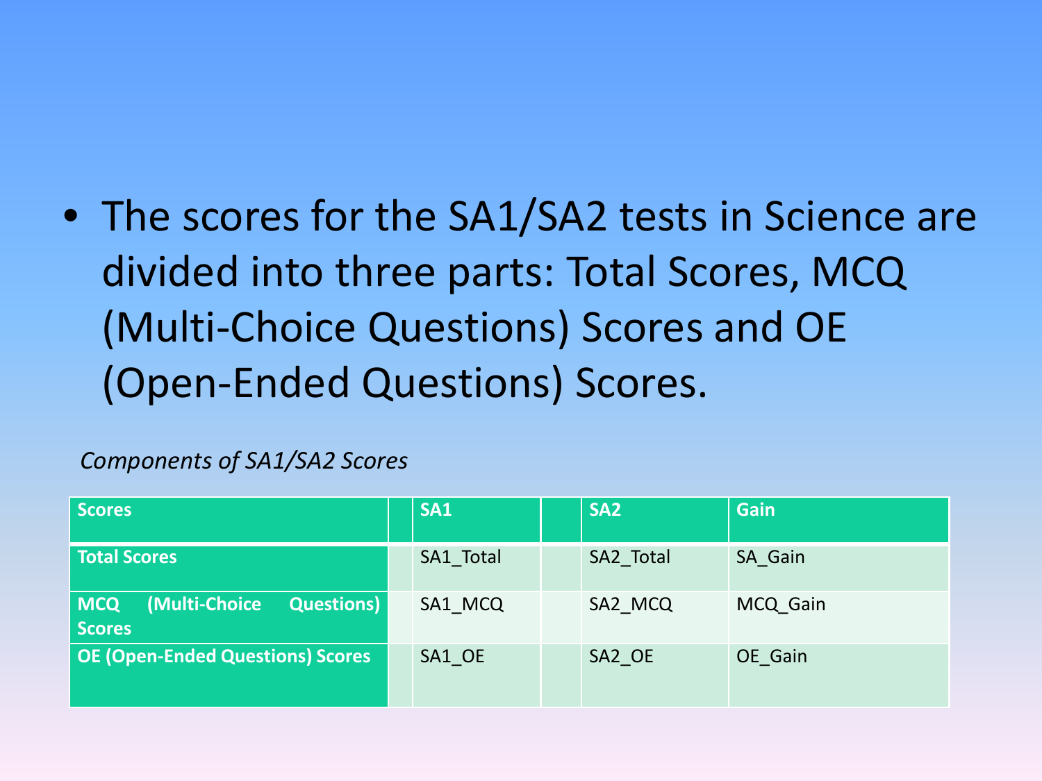- The scores for the SA1/SA2 tests in Science are divided into three parts: Total Scores, MCQ (Multi-Choice Questions) Scores and OE (Open-Ended Questions) Scores.

*Components of SA1/SA2 Scores*

| Scores | | SA1 | | SA2 | Gain |
|---|---|---|---|---|---|
| **Total Scores** | | SA1_Total | | SA2_Total | SA_Gain |
| **MCQ (Multi-Choice Questions) Scores** | | SA1_MCQ | | SA2_MCQ | MCQ_Gain |
| **OE (Open-Ended Questions) Scores** | | SA1_OE | | SA2_OE | OE_Gain |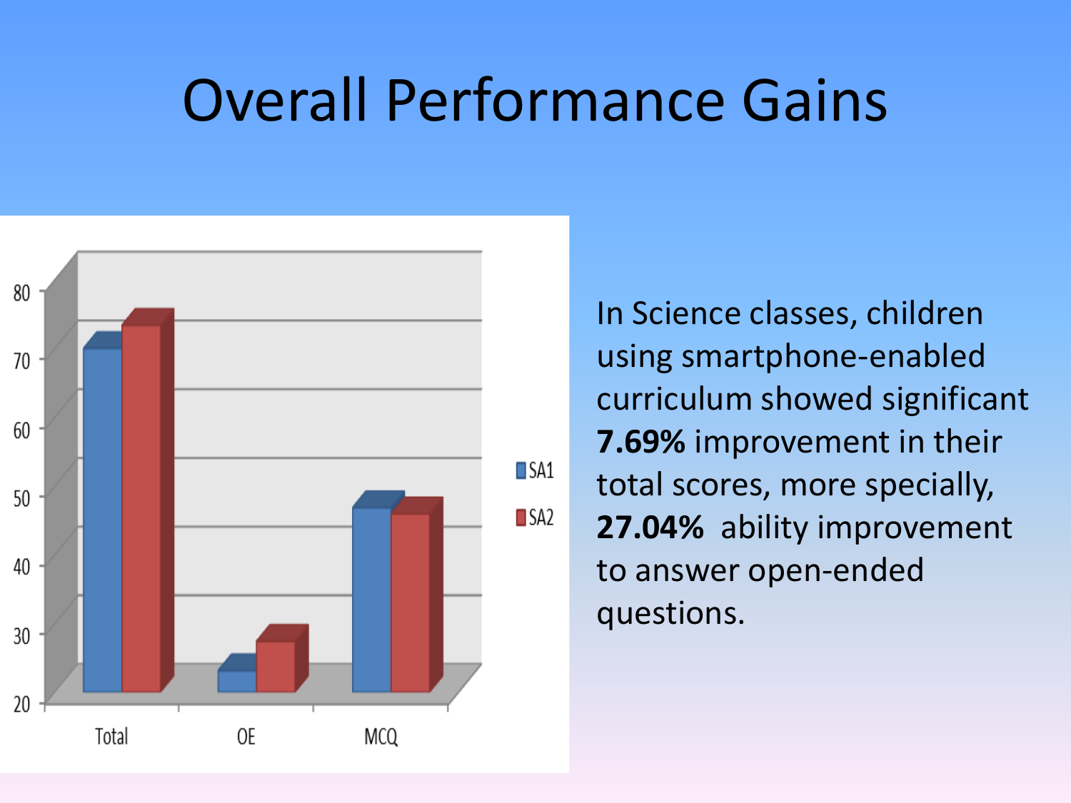# Overall Performance Gains

In Science classes, children using smartphone-enabled curriculum showed significant **7.69%** improvement in their total scores, more specially, **27.04%** ability improvement to answer open-ended questions.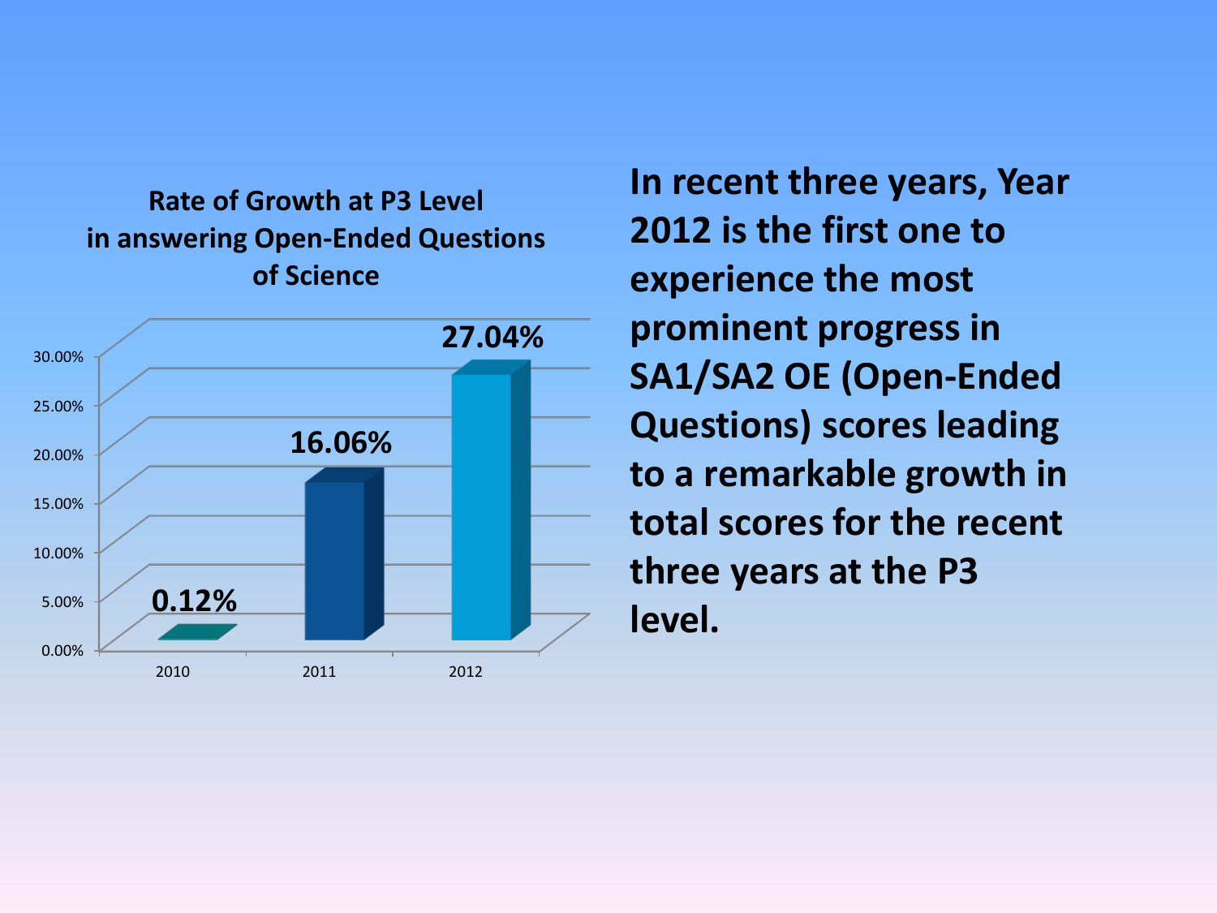**Rate of Growth at P3 Level in answering Open-Ended Questions of Science**

| Year | Rate of Growth |
|---|---|
| 2010 | 0.12% |
| 2011 | 16.06% |
| 2012 | 27.04% |

**In recent three years, Year 2012 is the first one to experience the most prominent progress in SA1/SA2 OE (Open-Ended Questions) scores leading to a remarkable growth in total scores for the recent three years at the P3 level.**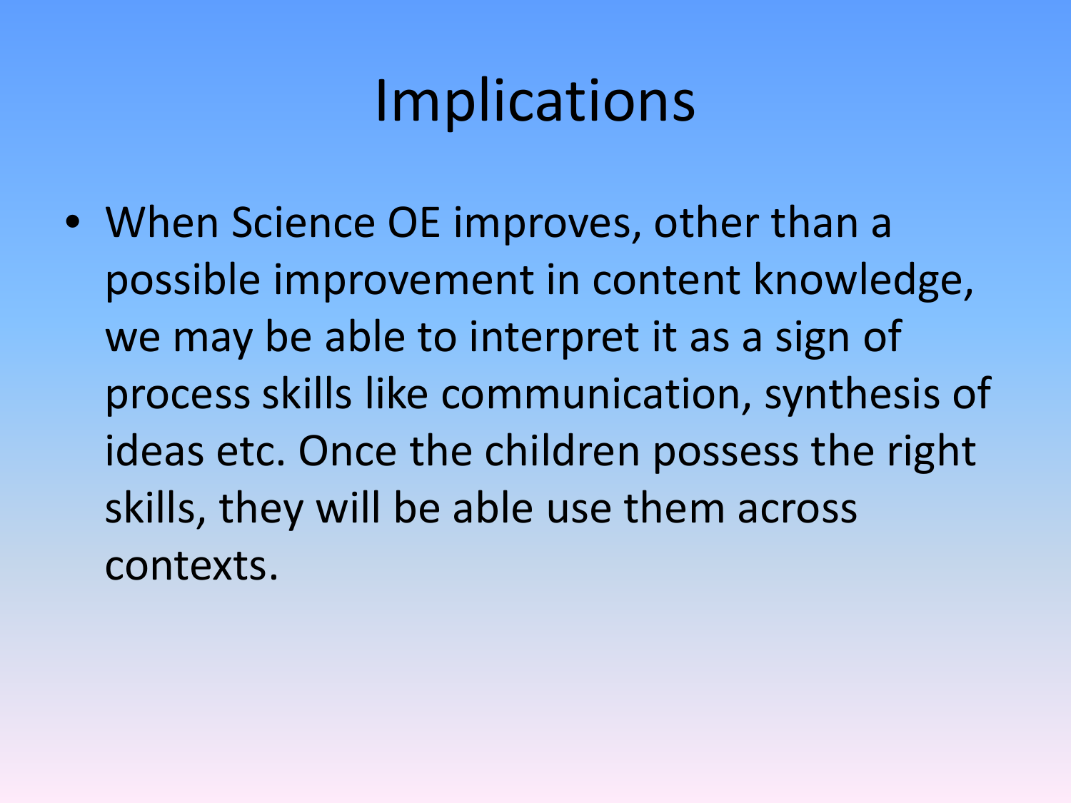# Implications

- When Science OE improves, other than a possible improvement in content knowledge, we may be able to interpret it as a sign of process skills like communication, synthesis of ideas etc. Once the children possess the right skills, they will be able use them across contexts.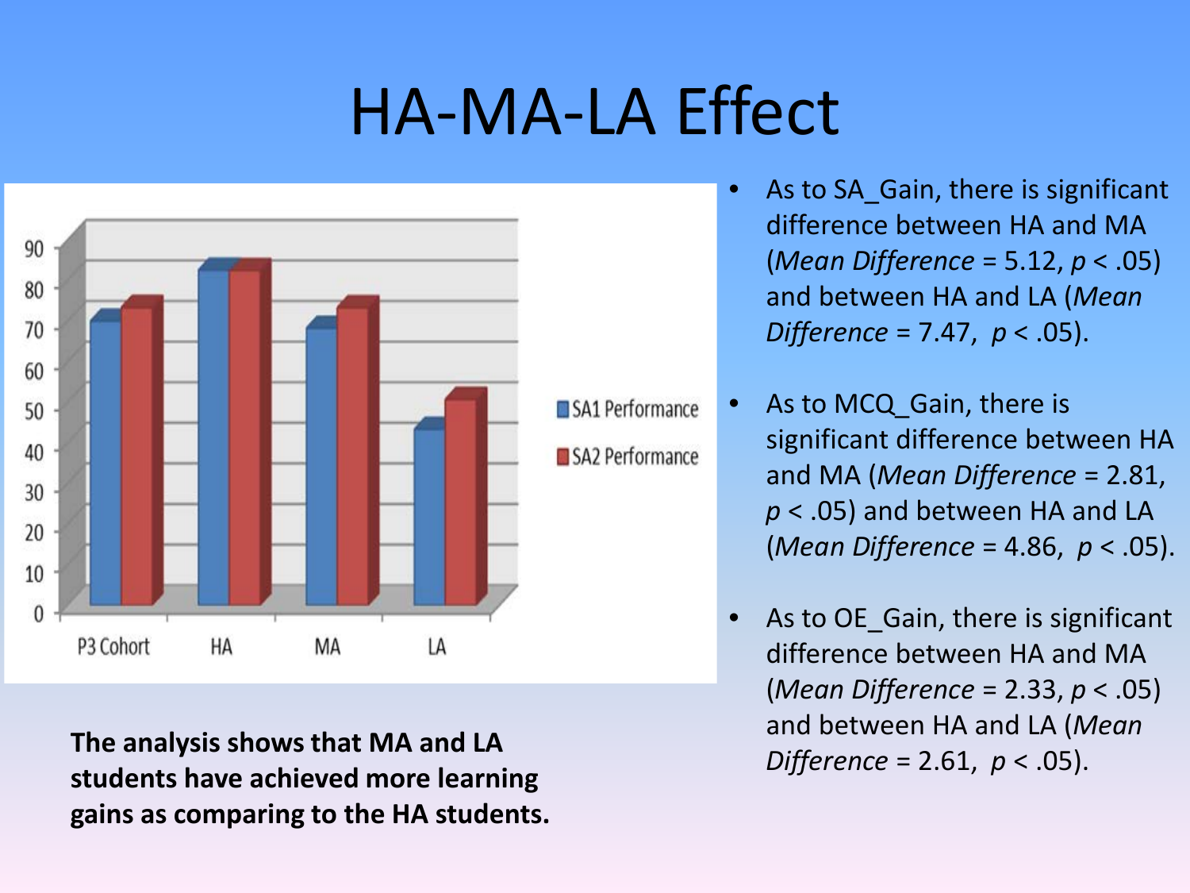# HA-MA-LA Effect

- As to SA_Gain, there is significant difference between HA and MA (*Mean Difference* = 5.12, $p < .05$) and between HA and LA (*Mean Difference* = 7.47, $p < .05$).
- As to MCQ_Gain, there is significant difference between HA and MA (*Mean Difference* = 2.81, $p < .05$) and between HA and LA (*Mean Difference* = 4.86, $p < .05$).
- As to OE_Gain, there is significant difference between HA and MA (*Mean Difference* = 2.33, $p < .05$) and between HA and LA (*Mean Difference* = 2.61, $p < .05$).

**The analysis shows that MA and LA students have achieved more learning gains as comparing to the HA students.**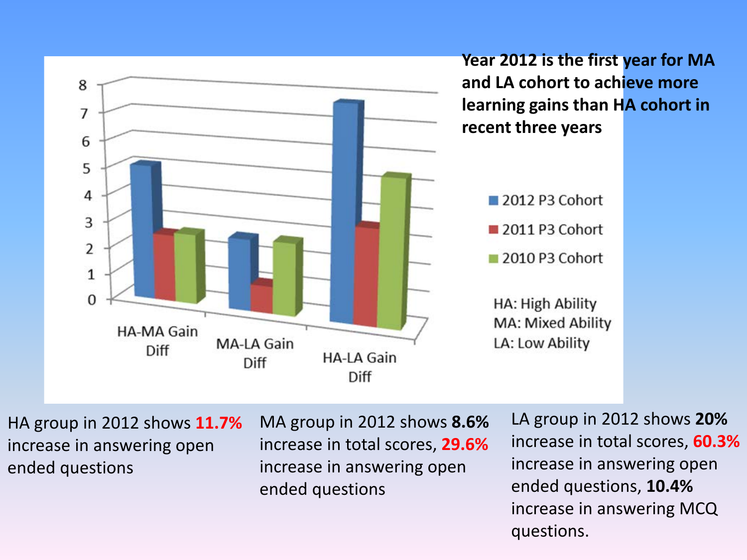**Year 2012 is the first year for MA and LA cohort to achieve more learning gains than HA cohort in recent three years**

- 2012 P3 Cohort
- 2011 P3 Cohort
- 2010 P3 Cohort

HA: High Ability
MA: Mixed Ability
LA: Low Ability

HA group in 2012 shows **11.7%** increase in answering open ended questions

MA group in 2012 shows **8.6%** increase in total scores, **29.6%** increase in answering open ended questions

LA group in 2012 shows **20%** increase in total scores, **60.3%** increase in answering open ended questions, **10.4%** increase in answering MCQ questions.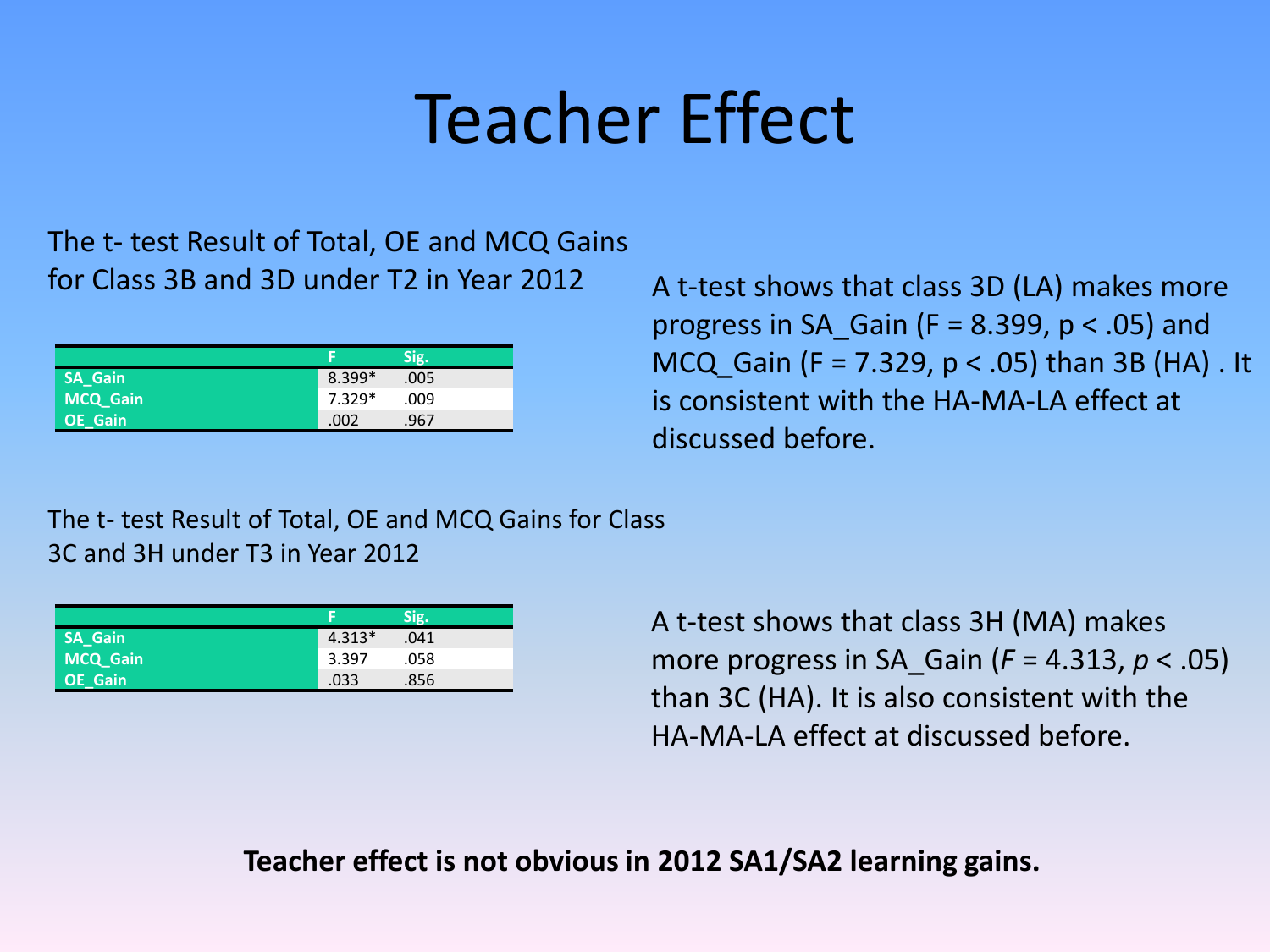# Teacher Effect

The t- test Result of Total, OE and MCQ Gains for Class 3B and 3D under T2 in Year 2012

| | F | Sig. |
|---|---|---|
| SA_Gain | 8.399* | .005 |
| MCQ_Gain | 7.329* | .009 |
| OE_Gain | .002 | .967 |

A t-test shows that class 3D (LA) makes more progress in SA_Gain ($F = 8.399$, $p < .05$) and MCQ_Gain ($F = 7.329$, $p < .05$) than 3B (HA) . It is consistent with the HA-MA-LA effect at discussed before.

The t- test Result of Total, OE and MCQ Gains for Class 3C and 3H under T3 in Year 2012

| | F | Sig. |
|---|---|---|
| SA_Gain | 4.313* | .041 |
| MCQ_Gain | 3.397 | .058 |
| OE_Gain | .033 | .856 |

A t-test shows that class 3H (MA) makes more progress in SA_Gain ($F = 4.313$, $p < .05$) than 3C (HA). It is also consistent with the HA-MA-LA effect at discussed before.

**Teacher effect is not obvious in 2012 SA1/SA2 learning gains.**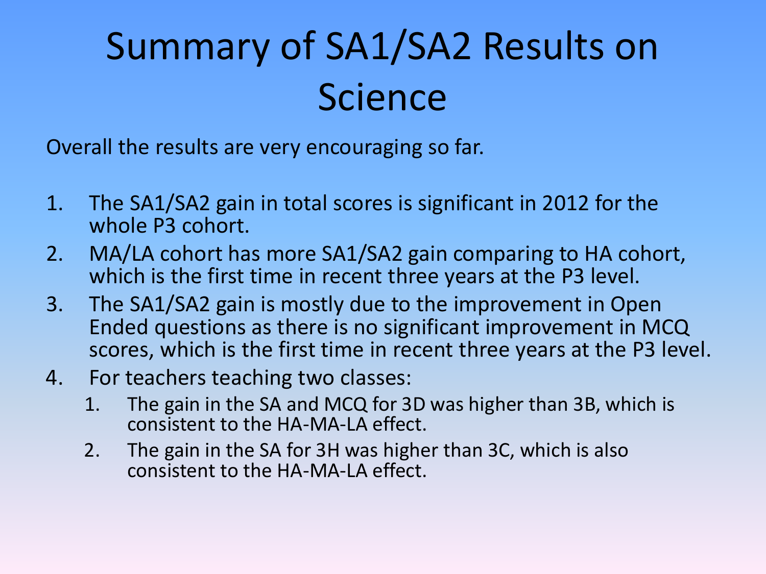# Summary of SA1/SA2 Results on Science

Overall the results are very encouraging so far.

1. The SA1/SA2 gain in total scores is significant in 2012 for the whole P3 cohort.
2. MA/LA cohort has more SA1/SA2 gain comparing to HA cohort, which is the first time in recent three years at the P3 level.
3. The SA1/SA2 gain is mostly due to the improvement in Open Ended questions as there is no significant improvement in MCQ scores, which is the first time in recent three years at the P3 level.
4. For teachers teaching two classes:
    1. The gain in the SA and MCQ for 3D was higher than 3B, which is consistent to the HA-MA-LA effect.
    2. The gain in the SA for 3H was higher than 3C, which is also consistent to the HA-MA-LA effect.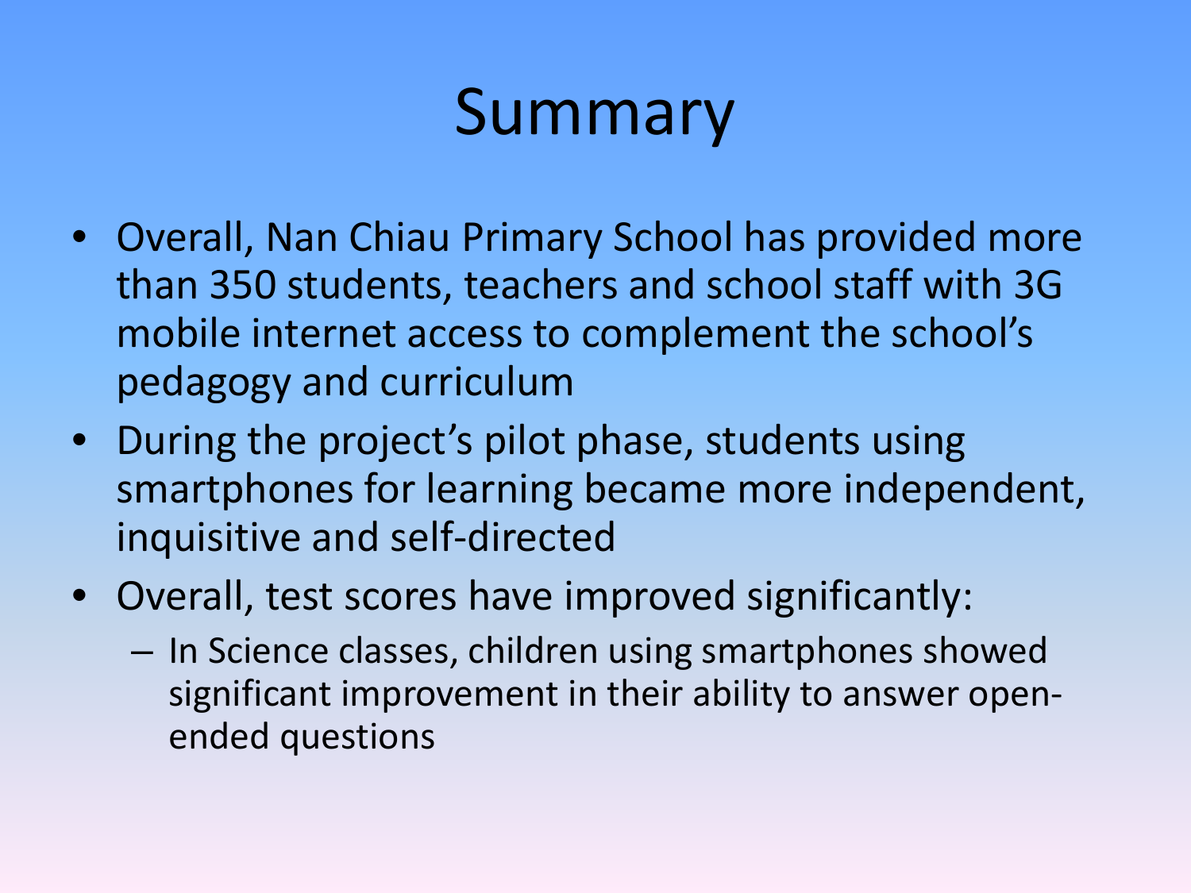# Summary

- Overall, Nan Chiau Primary School has provided more than 350 students, teachers and school staff with 3G mobile internet access to complement the school's pedagogy and curriculum
- During the project's pilot phase, students using smartphones for learning became more independent, inquisitive and self-directed
- Overall, test scores have improved significantly:
  - In Science classes, children using smartphones showed significant improvement in their ability to answer open-ended questions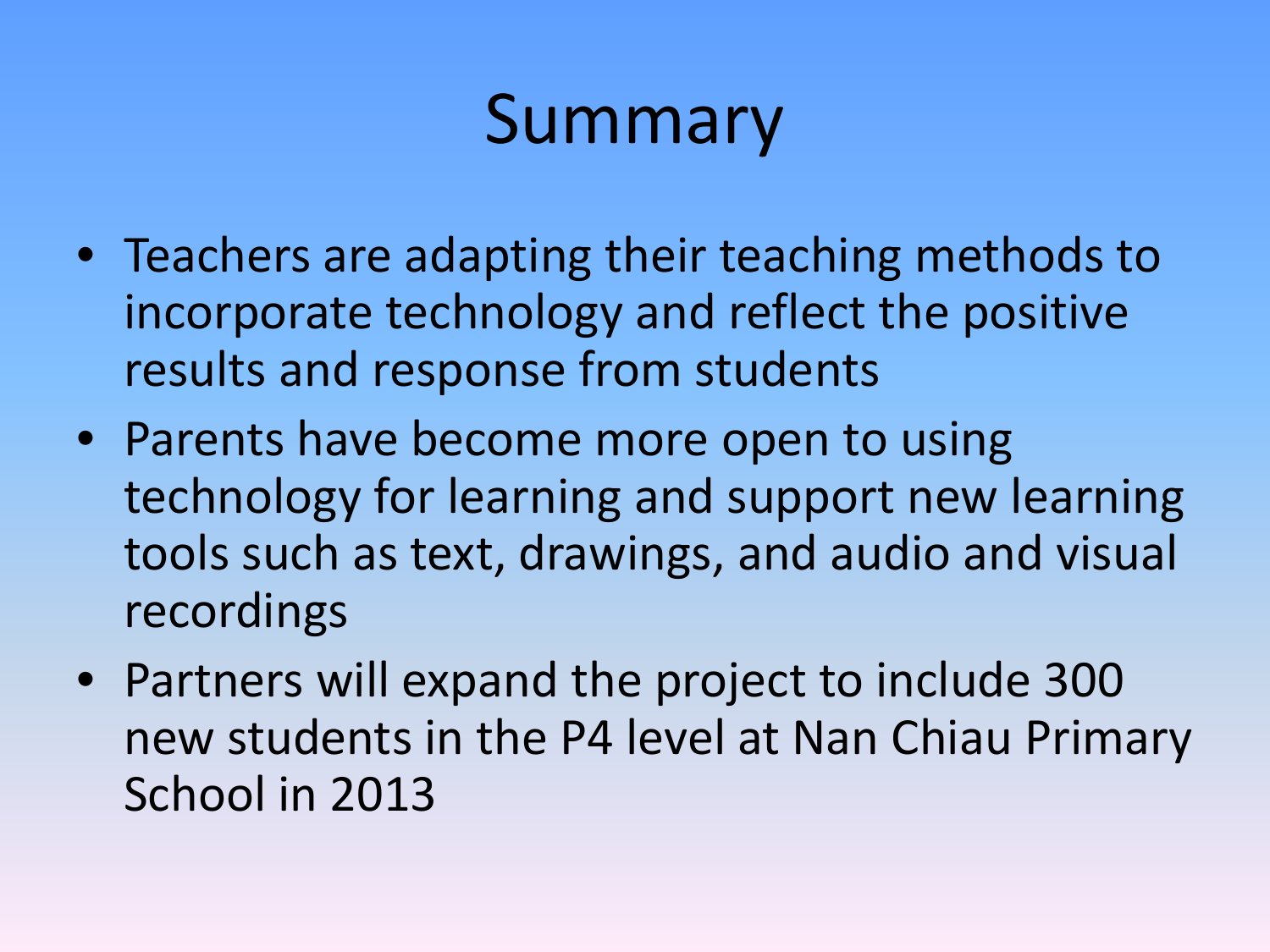# Summary

- Teachers are adapting their teaching methods to incorporate technology and reflect the positive results and response from students
- Parents have become more open to using technology for learning and support new learning tools such as text, drawings, and audio and visual recordings
- Partners will expand the project to include 300 new students in the P4 level at Nan Chiau Primary School in 2013